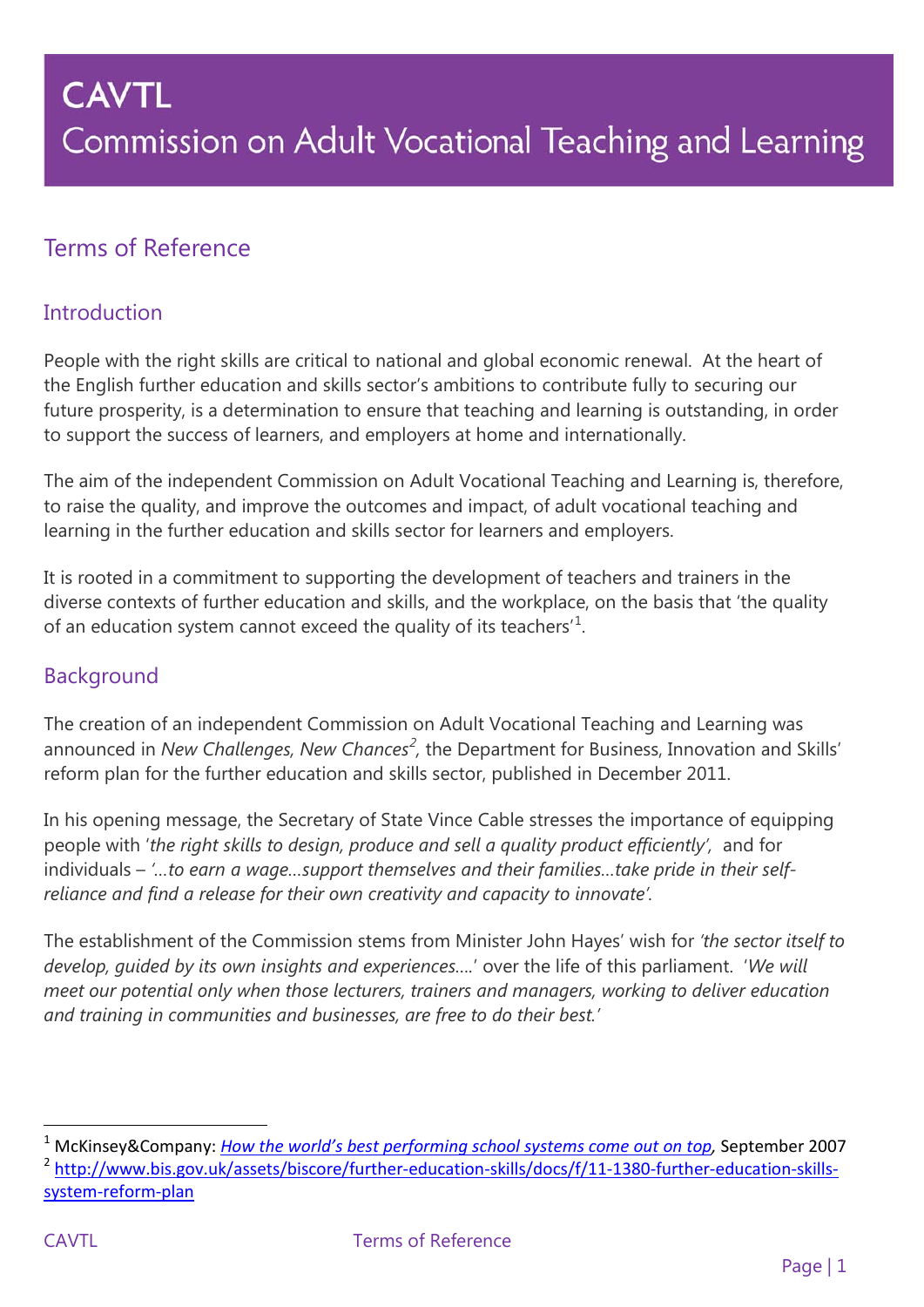# CAVTL

# Commission on Adult Vocational Teaching and Learning

## Terms of Reference

### Introduction

People with the right skills are critical to national and global economic renewal. At the heart of the English further education and skills sector's ambitions to contribute fully to securing our future prosperity, is a determination to ensure that teaching and learning is outstanding, in order to support the success of learners, and employers at home and internationally.

The aim of the independent Commission on Adult Vocational Teaching and Learning is, therefore, to raise the quality, and improve the outcomes and impact, of adult vocational teaching and learning in the further education and skills sector for learners and employers.

It is rooted in a commitment to supporting the development of teachers and trainers in the diverse contexts of further education and skills, and the workplace, on the basis that 'the quality of an education system cannot exceed the quality of its teachers'[1].

### Background

The creation of an independent Commission on Adult Vocational Teaching and Learning was announced in *New Challenges, New Chances*[2], the Department for Business, Innovation and Skills' reform plan for the further education and skills sector, published in December 2011.

In his opening message, the Secretary of State Vince Cable stresses the importance of equipping people with '*the right skills to design, produce and sell a quality product efficiently*', and for individuals – '*…to earn a wage…support themselves and their families…take pride in their self-reliance and find a release for their own creativity and capacity to innovate*'.

The establishment of the Commission stems from Minister John Hayes' wish for *'the sector itself to develop, guided by its own insights and experiences….'* over the life of this parliament. '*We will meet our potential only when those lecturers, trainers and managers, working to deliver education and training in communities and businesses, are free to do their best.'*

---

[1] McKinsey&Company: *How the world's best performing school systems come out on top*, September 2007

[2] http://www.bis.gov.uk/assets/biscore/further-education-skills/docs/f/11-1380-further-education-skills-system-reform-plan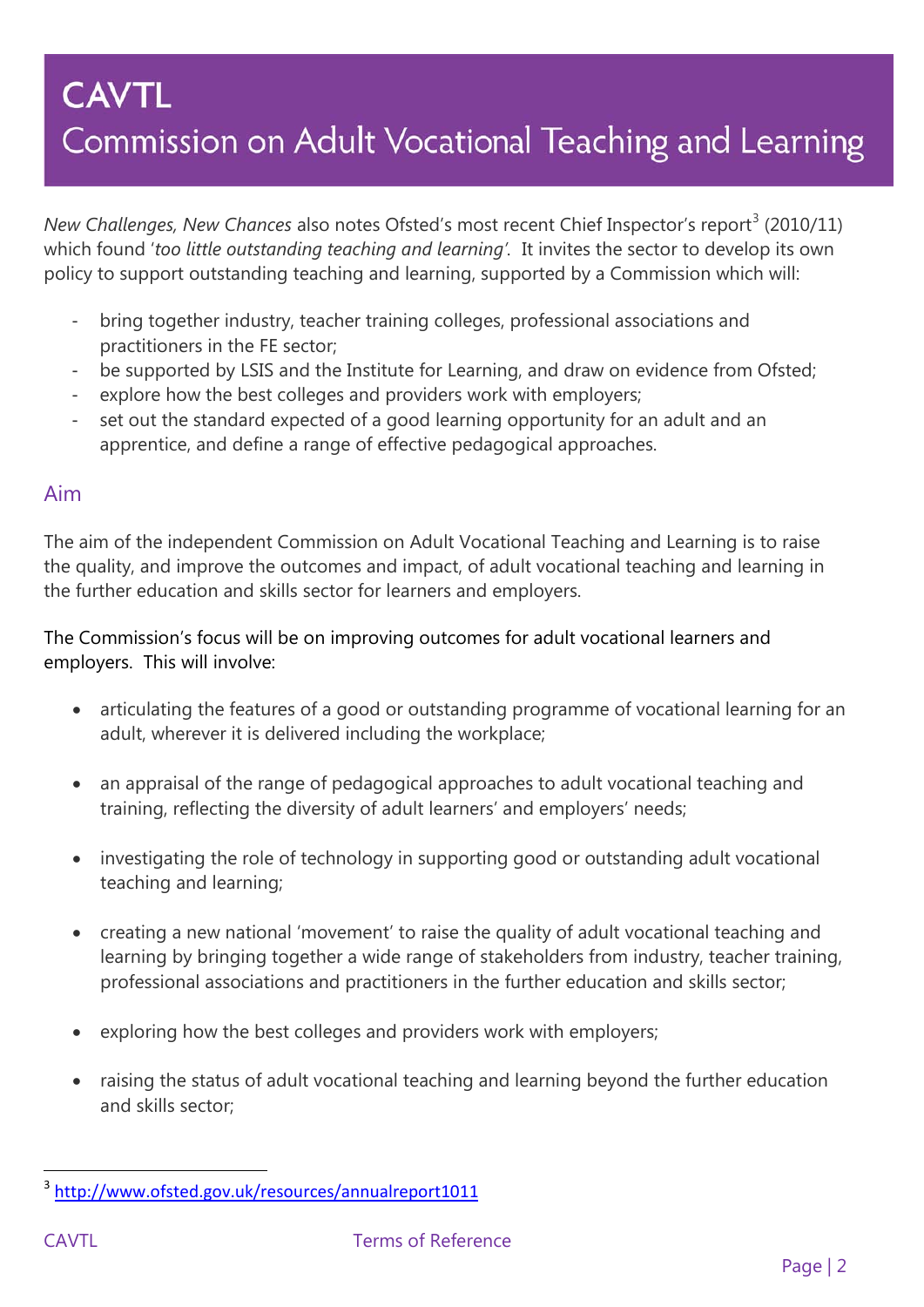*New Challenges, New Chances* also notes Ofsted's most recent Chief Inspector's report[3] (2010/11) which found '*too little outstanding teaching and learning'*. It invites the sector to develop its own policy to support outstanding teaching and learning, supported by a Commission which will:

- bring together industry, teacher training colleges, professional associations and practitioners in the FE sector;
- be supported by LSIS and the Institute for Learning, and draw on evidence from Ofsted;
- explore how the best colleges and providers work with employers;
- set out the standard expected of a good learning opportunity for an adult and an apprentice, and define a range of effective pedagogical approaches.

## Aim

The aim of the independent Commission on Adult Vocational Teaching and Learning is to raise the quality, and improve the outcomes and impact, of adult vocational teaching and learning in the further education and skills sector for learners and employers.

The Commission's focus will be on improving outcomes for adult vocational learners and employers. This will involve:

- articulating the features of a good or outstanding programme of vocational learning for an adult, wherever it is delivered including the workplace;
- an appraisal of the range of pedagogical approaches to adult vocational teaching and training, reflecting the diversity of adult learners' and employers' needs;
- investigating the role of technology in supporting good or outstanding adult vocational teaching and learning;
- creating a new national 'movement' to raise the quality of adult vocational teaching and learning by bringing together a wide range of stakeholders from industry, teacher training, professional associations and practitioners in the further education and skills sector;
- exploring how the best colleges and providers work with employers;
- raising the status of adult vocational teaching and learning beyond the further education and skills sector;

[3] http://www.ofsted.gov.uk/resources/annualreport1011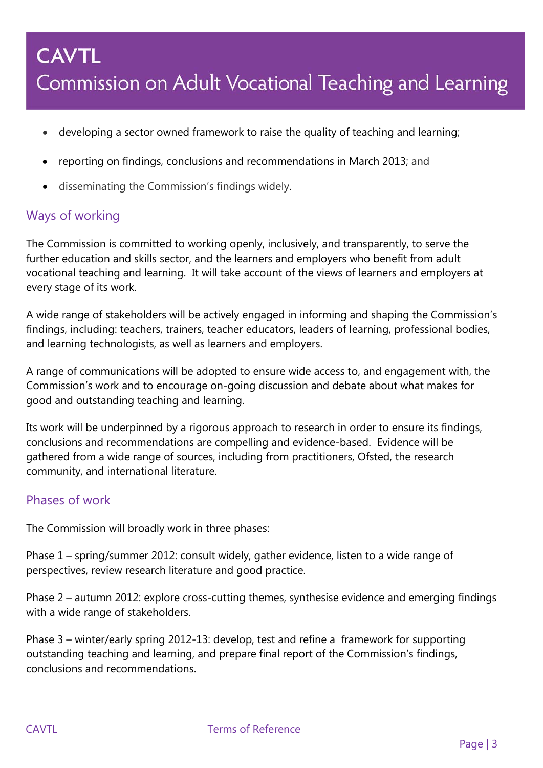- developing a sector owned framework to raise the quality of teaching and learning;
- reporting on findings, conclusions and recommendations in March 2013; and
- disseminating the Commission's findings widely.

## Ways of working

The Commission is committed to working openly, inclusively, and transparently, to serve the further education and skills sector, and the learners and employers who benefit from adult vocational teaching and learning. It will take account of the views of learners and employers at every stage of its work.

A wide range of stakeholders will be actively engaged in informing and shaping the Commission's findings, including: teachers, trainers, teacher educators, leaders of learning, professional bodies, and learning technologists, as well as learners and employers.

A range of communications will be adopted to ensure wide access to, and engagement with, the Commission's work and to encourage on-going discussion and debate about what makes for good and outstanding teaching and learning.

Its work will be underpinned by a rigorous approach to research in order to ensure its findings, conclusions and recommendations are compelling and evidence-based. Evidence will be gathered from a wide range of sources, including from practitioners, Ofsted, the research community, and international literature.

## Phases of work

The Commission will broadly work in three phases:

Phase 1 – spring/summer 2012: consult widely, gather evidence, listen to a wide range of perspectives, review research literature and good practice.

Phase 2 – autumn 2012: explore cross-cutting themes, synthesise evidence and emerging findings with a wide range of stakeholders.

Phase 3 – winter/early spring 2012-13: develop, test and refine a framework for supporting outstanding teaching and learning, and prepare final report of the Commission's findings, conclusions and recommendations.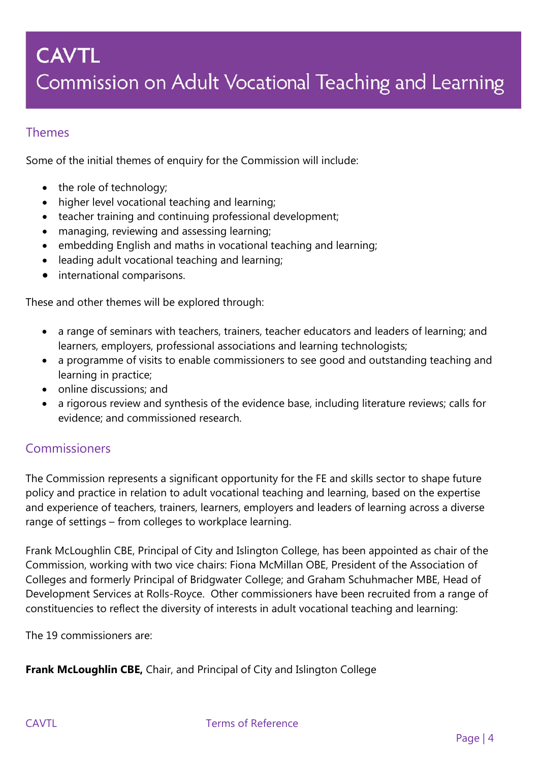## Themes

Some of the initial themes of enquiry for the Commission will include:

- the role of technology;
- higher level vocational teaching and learning;
- teacher training and continuing professional development;
- managing, reviewing and assessing learning;
- embedding English and maths in vocational teaching and learning;
- leading adult vocational teaching and learning;
- international comparisons.

These and other themes will be explored through:

- a range of seminars with teachers, trainers, teacher educators and leaders of learning; and learners, employers, professional associations and learning technologists;
- a programme of visits to enable commissioners to see good and outstanding teaching and learning in practice;
- online discussions; and
- a rigorous review and synthesis of the evidence base, including literature reviews; calls for evidence; and commissioned research.

## Commissioners

The Commission represents a significant opportunity for the FE and skills sector to shape future policy and practice in relation to adult vocational teaching and learning, based on the expertise and experience of teachers, trainers, learners, employers and leaders of learning across a diverse range of settings – from colleges to workplace learning.

Frank McLoughlin CBE, Principal of City and Islington College, has been appointed as chair of the Commission, working with two vice chairs: Fiona McMillan OBE, President of the Association of Colleges and formerly Principal of Bridgwater College; and Graham Schuhmacher MBE, Head of Development Services at Rolls-Royce. Other commissioners have been recruited from a range of constituencies to reflect the diversity of interests in adult vocational teaching and learning:

The 19 commissioners are:

**Frank McLoughlin CBE,** Chair, and Principal of City and Islington College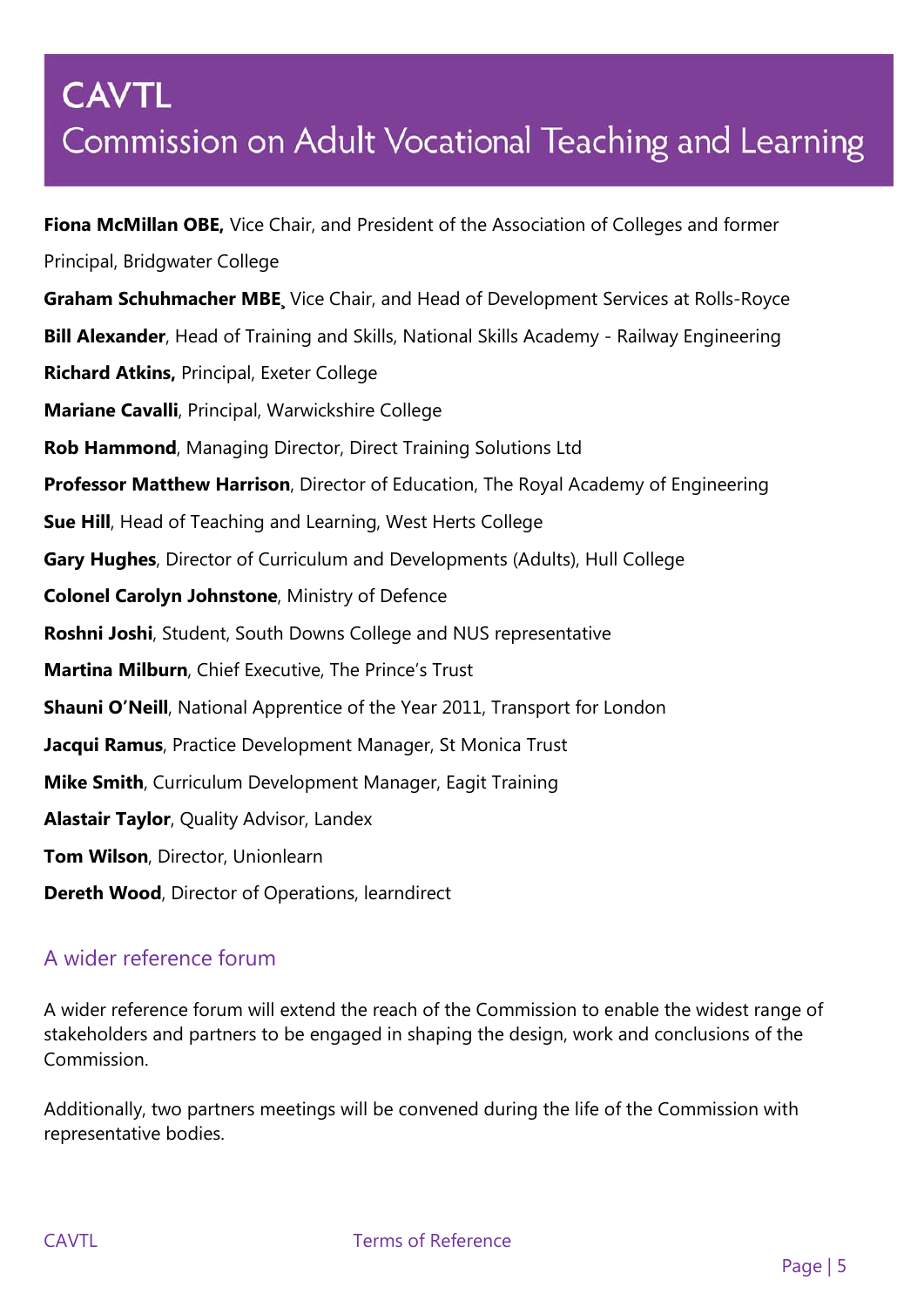# CAVTL
## Commission on Adult Vocational Teaching and Learning

**Fiona McMillan OBE,** Vice Chair, and President of the Association of Colleges and former Principal, Bridgwater College

**Graham Schuhmacher MBE**¸ Vice Chair, and Head of Development Services at Rolls-Royce

**Bill Alexander**, Head of Training and Skills, National Skills Academy - Railway Engineering

**Richard Atkins,** Principal, Exeter College

**Mariane Cavalli**, Principal, Warwickshire College

**Rob Hammond**, Managing Director, Direct Training Solutions Ltd

**Professor Matthew Harrison**, Director of Education, The Royal Academy of Engineering

**Sue Hill**, Head of Teaching and Learning, West Herts College

**Gary Hughes**, Director of Curriculum and Developments (Adults), Hull College

**Colonel Carolyn Johnstone**, Ministry of Defence

**Roshni Joshi**, Student, South Downs College and NUS representative

**Martina Milburn**, Chief Executive, The Prince's Trust

**Shauni O'Neill**, National Apprentice of the Year 2011, Transport for London

**Jacqui Ramus**, Practice Development Manager, St Monica Trust

**Mike Smith**, Curriculum Development Manager, Eagit Training

**Alastair Taylor**, Quality Advisor, Landex

**Tom Wilson**, Director, Unionlearn

**Dereth Wood**, Director of Operations, learndirect

### A wider reference forum

A wider reference forum will extend the reach of the Commission to enable the widest range of stakeholders and partners to be engaged in shaping the design, work and conclusions of the Commission.

Additionally, two partners meetings will be convened during the life of the Commission with representative bodies.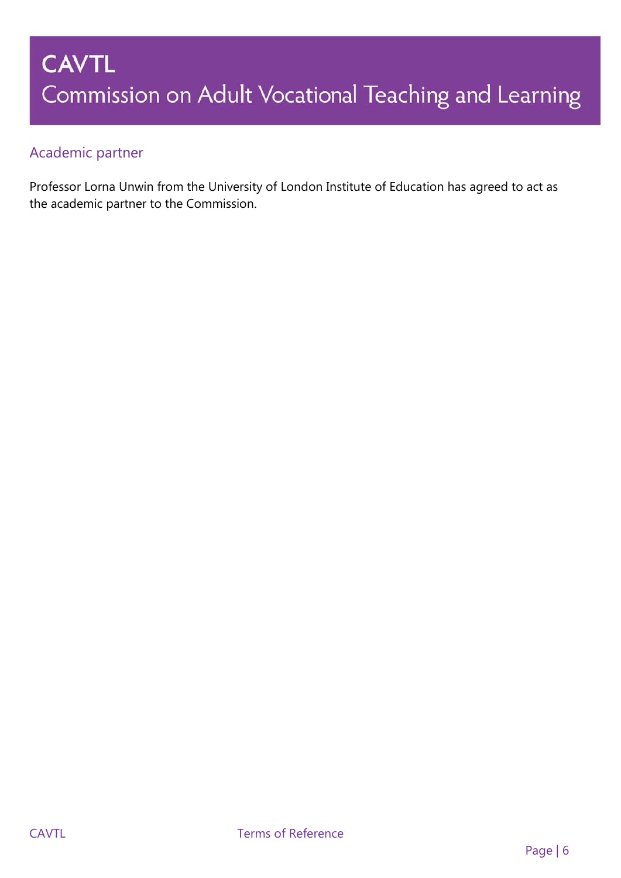## Academic partner

Professor Lorna Unwin from the University of London Institute of Education has agreed to act as the academic partner to the Commission.